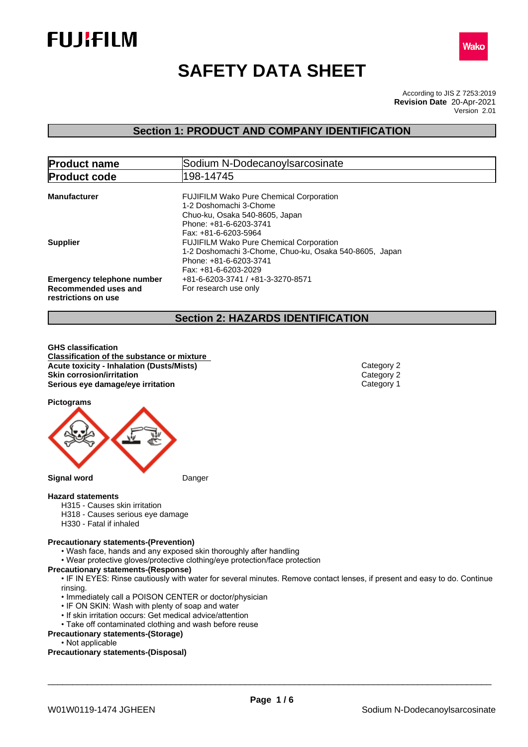# SAFETY DATA SHEET

According to JIS Z 7253:2019
**Revision Date** 20-Apr-2021
Version 2.01

## Section 1: PRODUCT AND COMPANY IDENTIFICATION

| **Product name** | Sodium N-Dodecanoylsarcosinate |
|---|---|
| **Product code** | 198-14745 |

**Manufacturer**
FUJIFILM Wako Pure Chemical Corporation
1-2 Doshomachi 3-Chome
Chuo-ku, Osaka 540-8605, Japan
Phone: +81-6-6203-3741
Fax: +81-6-6203-5964

**Supplier**
FUJIFILM Wako Pure Chemical Corporation
1-2 Doshomachi 3-Chome, Chuo-ku, Osaka 540-8605, Japan
Phone: +81-6-6203-3741
Fax: +81-6-6203-2029

**Emergency telephone number** +81-6-6203-3741 / +81-3-3270-8571

**Recommended uses and restrictions on use** For research use only

## Section 2: HAZARDS IDENTIFICATION

**GHS classification**

**Classification of the substance or mixture**

| | |
|---|---|
| **Acute toxicity - Inhalation (Dusts/Mists)** | Category 2 |
| **Skin corrosion/irritation** | Category 2 |
| **Serious eye damage/eye irritation** | Category 1 |

**Pictograms**

**Signal word** Danger

**Hazard statements**

H315 - Causes skin irritation
H318 - Causes serious eye damage
H330 - Fatal if inhaled

**Precautionary statements-(Prevention)**

- Wash face, hands and any exposed skin thoroughly after handling
- Wear protective gloves/protective clothing/eye protection/face protection

**Precautionary statements-(Response)**

- IF IN EYES: Rinse cautiously with water for several minutes. Remove contact lenses, if present and easy to do. Continue rinsing.
- Immediately call a POISON CENTER or doctor/physician
- IF ON SKIN: Wash with plenty of soap and water
- If skin irritation occurs: Get medical advice/attention
- Take off contaminated clothing and wash before reuse

**Precautionary statements-(Storage)**

- Not applicable

**Precautionary statements-(Disposal)**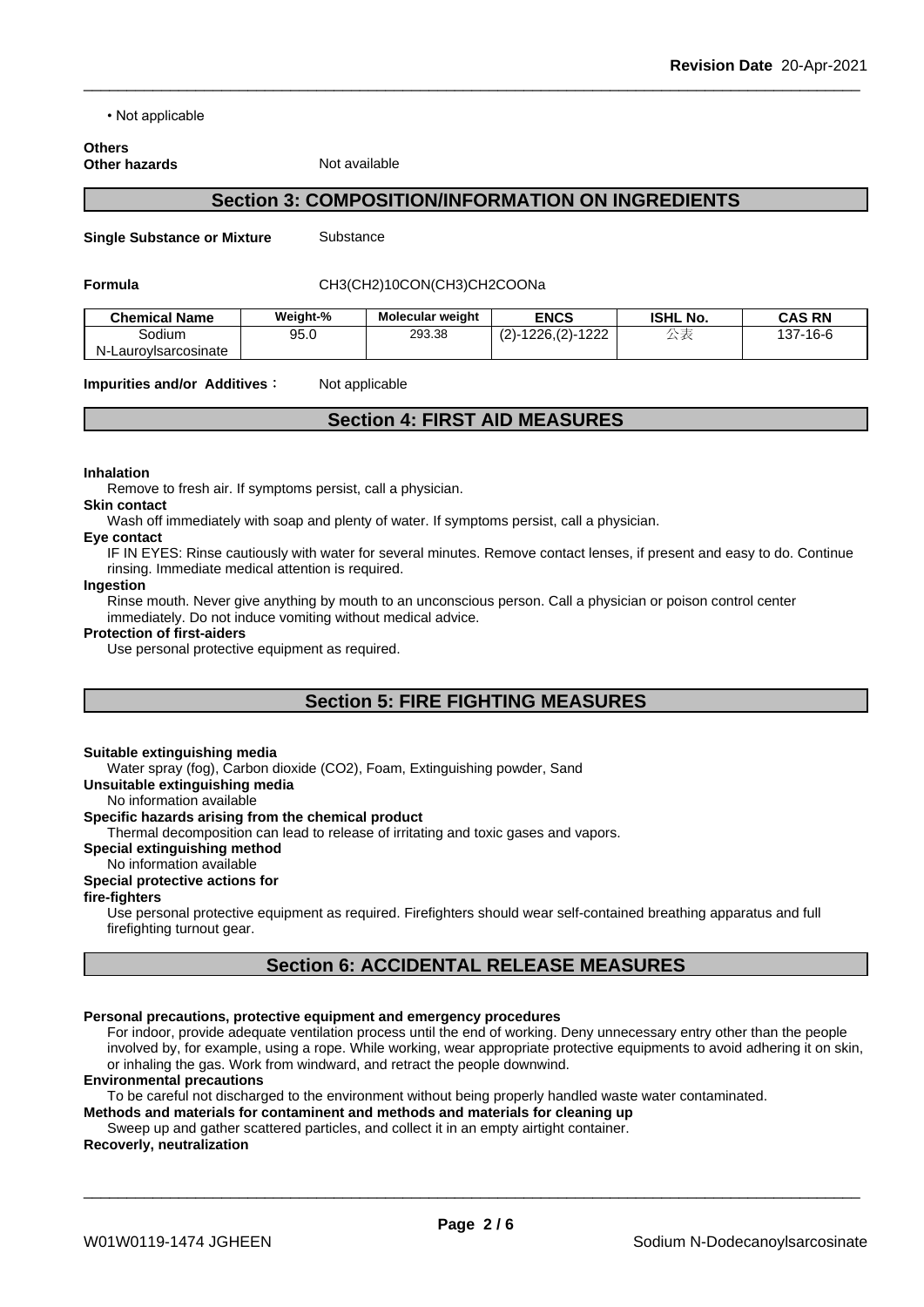• Not applicable

**Others**
**Other hazards** Not available

## Section 3: COMPOSITION/INFORMATION ON INGREDIENTS

**Single Substance or Mixture** Substance

**Formula** CH3(CH2)10CON(CH3)CH2COONa

| Chemical Name | Weight-% | Molecular weight | ENCS | ISHL No. | CAS RN |
|---|---|---|---|---|---|
| Sodium N-Lauroylsarcosinate | 95.0 | 293.38 | (2)-1226,(2)-1222 | 公表 | 137-16-6 |

**Impurities and/or Additives**： Not applicable

## Section 4: FIRST AID MEASURES

**Inhalation**
Remove to fresh air. If symptoms persist, call a physician.

**Skin contact**
Wash off immediately with soap and plenty of water. If symptoms persist, call a physician.

**Eye contact**
IF IN EYES: Rinse cautiously with water for several minutes. Remove contact lenses, if present and easy to do. Continue rinsing. Immediate medical attention is required.

**Ingestion**
Rinse mouth. Never give anything by mouth to an unconscious person. Call a physician or poison control center immediately. Do not induce vomiting without medical advice.

**Protection of first-aiders**
Use personal protective equipment as required.

## Section 5: FIRE FIGHTING MEASURES

**Suitable extinguishing media**
Water spray (fog), Carbon dioxide (CO2), Foam, Extinguishing powder, Sand

**Unsuitable extinguishing media**
No information available

**Specific hazards arising from the chemical product**
Thermal decomposition can lead to release of irritating and toxic gases and vapors.

**Special extinguishing method**
No information available

**Special protective actions for fire-fighters**
Use personal protective equipment as required. Firefighters should wear self-contained breathing apparatus and full firefighting turnout gear.

## Section 6: ACCIDENTAL RELEASE MEASURES

**Personal precautions, protective equipment and emergency procedures**
For indoor, provide adequate ventilation process until the end of working. Deny unnecessary entry other than the people involved by, for example, using a rope. While working, wear appropriate protective equipments to avoid adhering it on skin, or inhaling the gas. Work from windward, and retract the people downwind.

**Environmental precautions**
To be careful not discharged to the environment without being properly handled waste water contaminated.

**Methods and materials for contaminent and methods and materials for cleaning up**
Sweep up and gather scattered particles, and collect it in an empty airtight container.

**Recoverly, neutralization**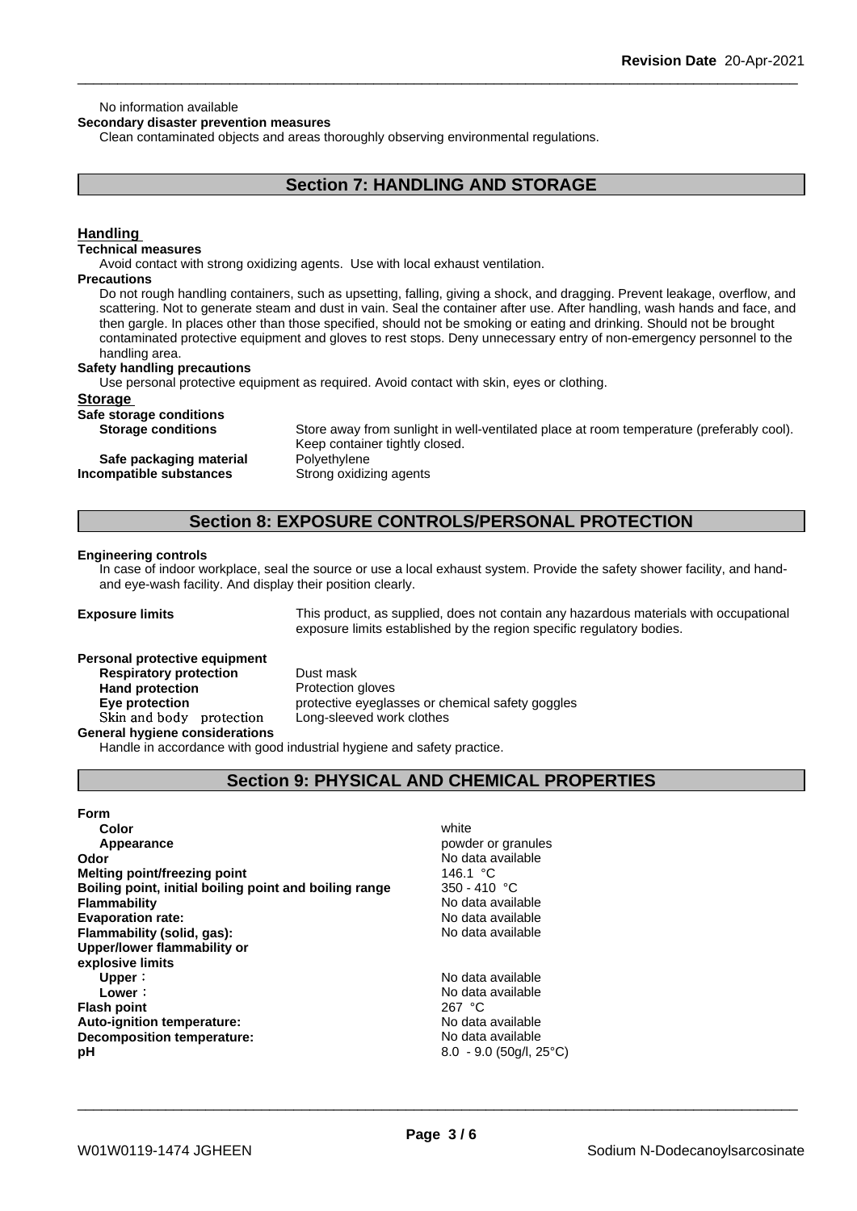No information available

**Secondary disaster prevention measures**

Clean contaminated objects and areas thoroughly observing environmental regulations.

## Section 7: HANDLING AND STORAGE

### Handling

**Technical measures**

Avoid contact with strong oxidizing agents. Use with local exhaust ventilation.

**Precautions**

Do not rough handling containers, such as upsetting, falling, giving a shock, and dragging. Prevent leakage, overflow, and scattering. Not to generate steam and dust in vain. Seal the container after use. After handling, wash hands and face, and then gargle. In places other than those specified, should not be smoking or eating and drinking. Should not be brought contaminated protective equipment and gloves to rest stops. Deny unnecessary entry of non-emergency personnel to the handling area.

**Safety handling precautions**

Use personal protective equipment as required. Avoid contact with skin, eyes or clothing.

### Storage

**Safe storage conditions**

| | |
|---|---|
| **Storage conditions** | Store away from sunlight in well-ventilated place at room temperature (preferably cool). Keep container tightly closed. |
| **Safe packaging material** | Polyethylene |
| **Incompatible substances** | Strong oxidizing agents |

## Section 8: EXPOSURE CONTROLS/PERSONAL PROTECTION

**Engineering controls**

In case of indoor workplace, seal the source or use a local exhaust system. Provide the safety shower facility, and hand- and eye-wash facility. And display their position clearly.

**Exposure limits** This product, as supplied, does not contain any hazardous materials with occupational exposure limits established by the region specific regulatory bodies.

**Personal protective equipment**

| | |
|---|---|
| **Respiratory protection** | Dust mask |
| **Hand protection** | Protection gloves |
| **Eye protection** | protective eyeglasses or chemical safety goggles |
| Skin and body protection | Long-sleeved work clothes |

**General hygiene considerations**

Handle in accordance with good industrial hygiene and safety practice.

## Section 9: PHYSICAL AND CHEMICAL PROPERTIES

| | |
|---|---|
| **Form** | |
| **Color** | white |
| **Appearance** | powder or granules |
| **Odor** | No data available |
| **Melting point/freezing point** | 146.1 °C |
| **Boiling point, initial boiling point and boiling range** | 350 - 410 °C |
| **Flammability** | No data available |
| **Evaporation rate:** | No data available |
| **Flammability (solid, gas):** | No data available |
| **Upper/lower flammability or explosive limits** | |
| **Upper**： | No data available |
| **Lower**： | No data available |
| **Flash point** | 267 °C |
| **Auto-ignition temperature:** | No data available |
| **Decomposition temperature:** | No data available |
| **pH** | 8.0 - 9.0 (50g/l, 25°C) |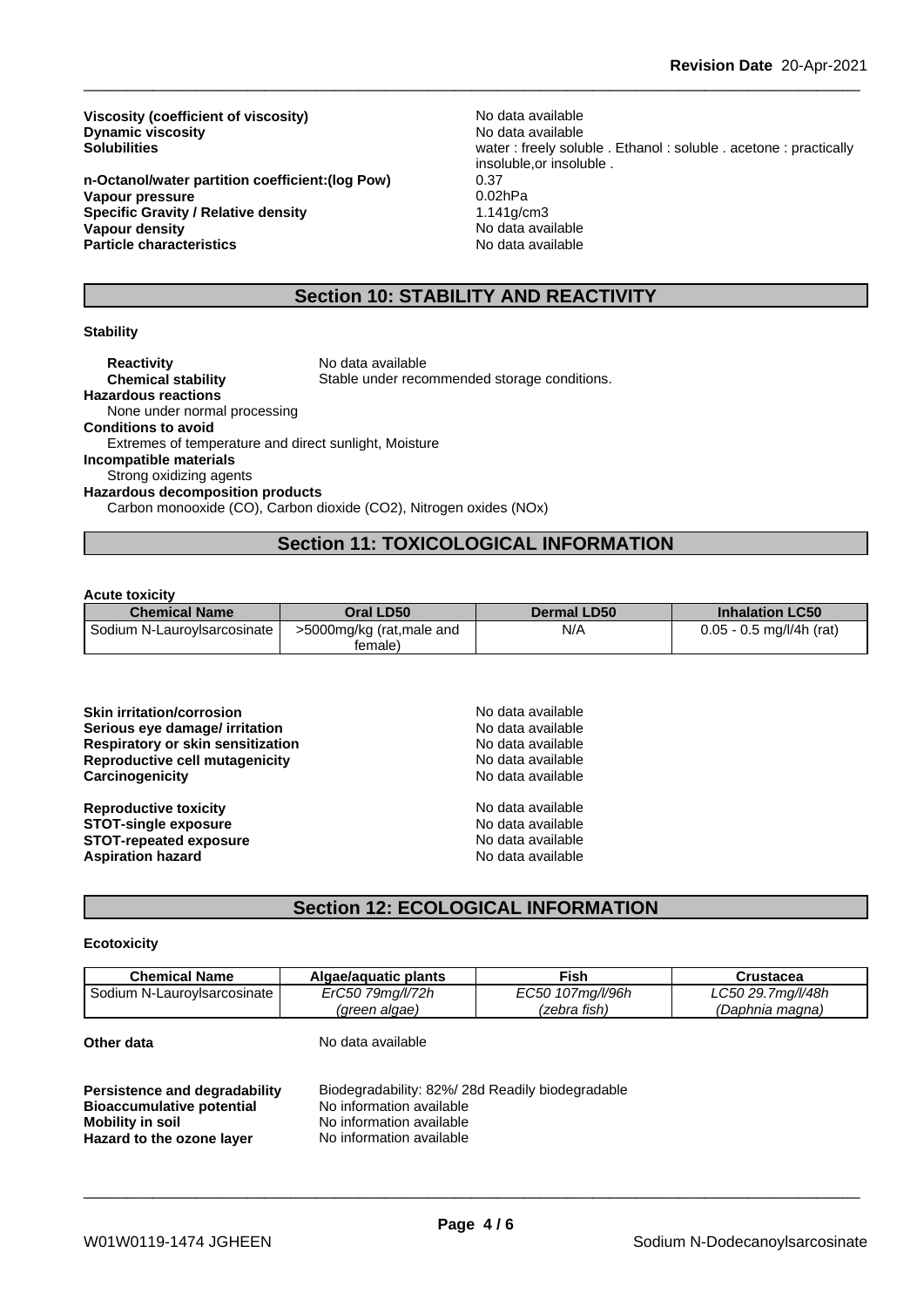**Viscosity (coefficient of viscosity)** No data available
**Dynamic viscosity** No data available
**Solubilities** water : freely soluble . Ethanol : soluble . acetone : practically insoluble,or insoluble .

**n-Octanol/water partition coefficient:(log Pow)** 0.37
**Vapour pressure** 0.02hPa
**Specific Gravity / Relative density** 1.141g/cm3
**Vapour density** No data available
**Particle characteristics** No data available

## Section 10: STABILITY AND REACTIVITY

**Stability**

**Reactivity** No data available
**Chemical stability** Stable under recommended storage conditions.

**Hazardous reactions**
None under normal processing

**Conditions to avoid**
Extremes of temperature and direct sunlight, Moisture

**Incompatible materials**
Strong oxidizing agents

**Hazardous decomposition products**
Carbon monooxide (CO), Carbon dioxide ($CO_2$), Nitrogen oxides (NOx)

## Section 11: TOXICOLOGICAL INFORMATION

**Acute toxicity**

| Chemical Name | Oral LD50 | Dermal LD50 | Inhalation LC50 |
|---|---|---|---|
| Sodium N-Lauroylsarcosinate | >5000mg/kg (rat,male and female) | N/A | 0.05 - 0.5 mg/l/4h (rat) |

**Skin irritation/corrosion** No data available
**Serious eye damage/ irritation** No data available
**Respiratory or skin sensitization** No data available
**Reproductive cell mutagenicity** No data available
**Carcinogenicity** No data available

**Reproductive toxicity** No data available
**STOT-single exposure** No data available
**STOT-repeated exposure** No data available
**Aspiration hazard** No data available

## Section 12: ECOLOGICAL INFORMATION

**Ecotoxicity**

| Chemical Name | Algae/aquatic plants | Fish | Crustacea |
|---|---|---|---|
| Sodium N-Lauroylsarcosinate | *ErC50 79mg/l/72h (green algae)* | *EC50 107mg/l/96h (zebra fish)* | *LC50 29.7mg/l/48h (Daphnia magna)* |

**Other data** No data available

**Persistence and degradability** Biodegradability: 82%/ 28d Readily biodegradable
**Bioaccumulative potential** No information available
**Mobility in soil** No information available
**Hazard to the ozone layer** No information available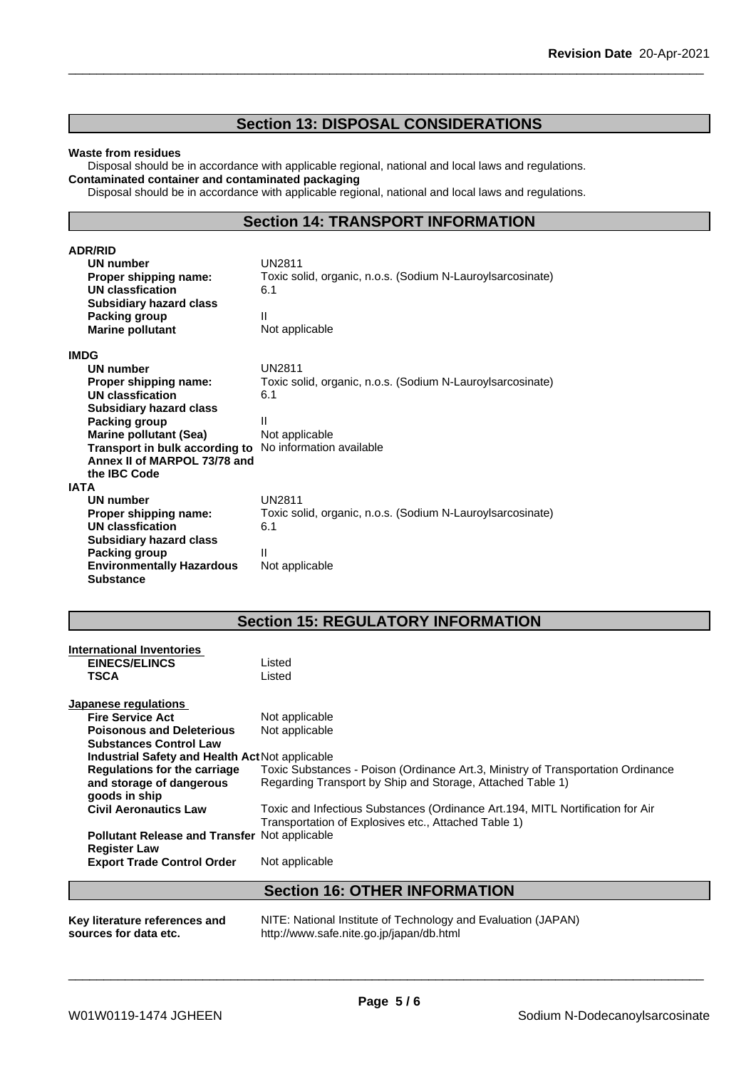## Section 13: DISPOSAL CONSIDERATIONS

**Waste from residues**

Disposal should be in accordance with applicable regional, national and local laws and regulations.

**Contaminated container and contaminated packaging**

Disposal should be in accordance with applicable regional, national and local laws and regulations.

## Section 14: TRANSPORT INFORMATION

**ADR/RID**

| | |
|---|---|
| **UN number** | UN2811 |
| **Proper shipping name:** | Toxic solid, organic, n.o.s. (Sodium N-Lauroylsarcosinate) |
| **UN classfication** | 6.1 |
| **Subsidiary hazard class** | |
| **Packing group** | II |
| **Marine pollutant** | Not applicable |

**IMDG**

| | |
|---|---|
| **UN number** | UN2811 |
| **Proper shipping name:** | Toxic solid, organic, n.o.s. (Sodium N-Lauroylsarcosinate) |
| **UN classfication** | 6.1 |
| **Subsidiary hazard class** | |
| **Packing group** | II |
| **Marine pollutant (Sea)** | Not applicable |
| **Transport in bulk according to Annex II of MARPOL 73/78 and the IBC Code** | No information available |

**IATA**

| | |
|---|---|
| **UN number** | UN2811 |
| **Proper shipping name:** | Toxic solid, organic, n.o.s. (Sodium N-Lauroylsarcosinate) |
| **UN classfication** | 6.1 |
| **Subsidiary hazard class** | |
| **Packing group** | II |
| **Environmentally Hazardous Substance** | Not applicable |

## Section 15: REGULATORY INFORMATION

**International Inventories**

| | |
|---|---|
| **EINECS/ELINCS** | Listed |
| **TSCA** | Listed |

**Japanese regulations**

| | |
|---|---|
| **Fire Service Act** | Not applicable |
| **Poisonous and Deleterious Substances Control Law** | Not applicable |
| **Industrial Safety and Health Act** | Not applicable |
| **Regulations for the carriage and storage of dangerous goods in ship** | Toxic Substances - Poison (Ordinance Art.3, Ministry of Transportation Ordinance Regarding Transport by Ship and Storage, Attached Table 1) |
| **Civil Aeronautics Law** | Toxic and Infectious Substances (Ordinance Art.194, MITL Nortification for Air Transportation of Explosives etc., Attached Table 1) |
| **Pollutant Release and Transfer Register Law** | Not applicable |
| **Export Trade Control Order** | Not applicable |

## Section 16: OTHER INFORMATION

| | |
|---|---|
| **Key literature references and sources for data etc.** | NITE: National Institute of Technology and Evaluation (JAPAN) http://www.safe.nite.go.jp/japan/db.html |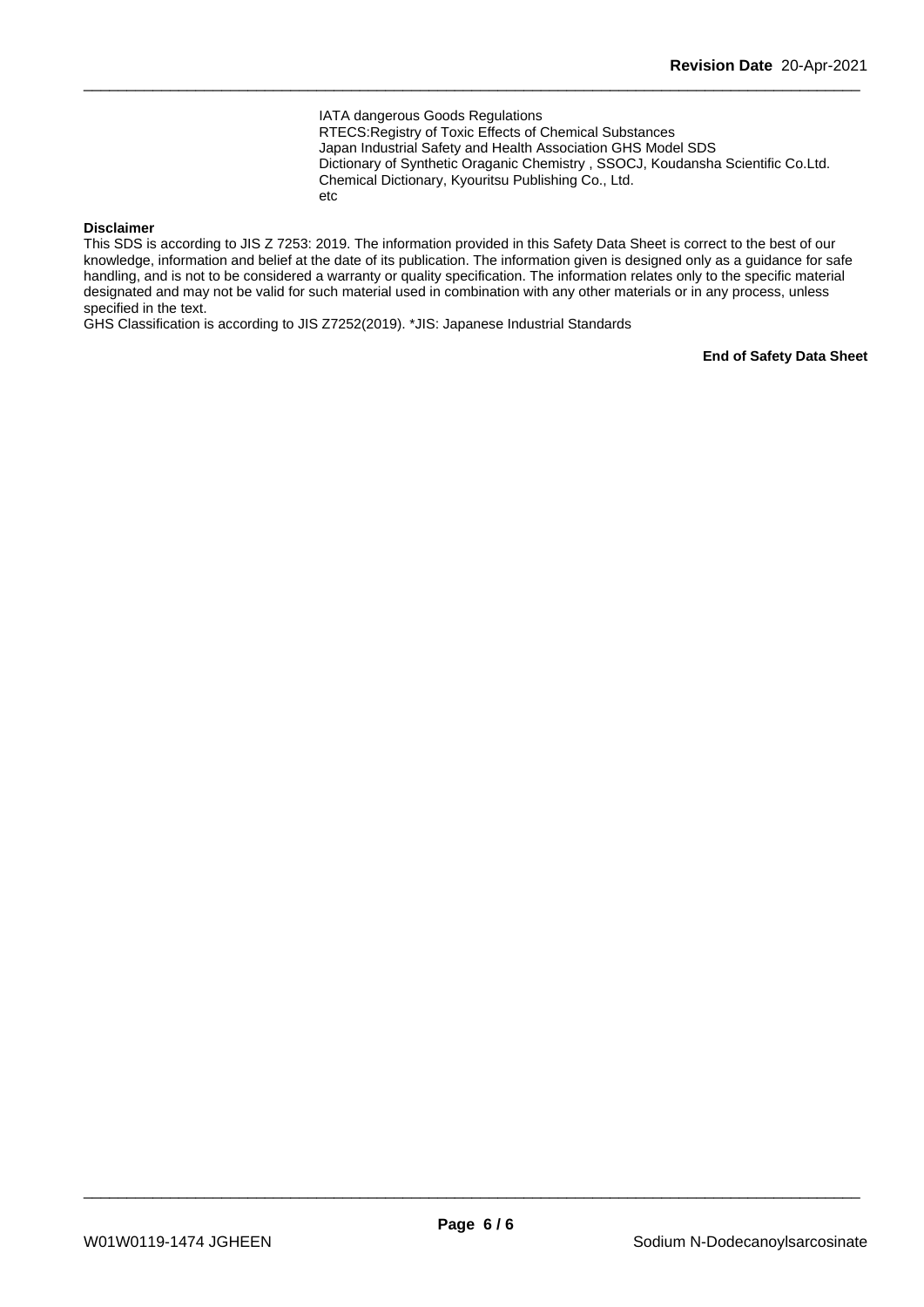IATA dangerous Goods Regulations
RTECS:Registry of Toxic Effects of Chemical Substances
Japan Industrial Safety and Health Association GHS Model SDS
Dictionary of Synthetic Oraganic Chemistry , SSOCJ, Koudansha Scientific Co.Ltd.
Chemical Dictionary, Kyouritsu Publishing Co., Ltd.
etc

**Disclaimer**

This SDS is according to JIS Z 7253: 2019. The information provided in this Safety Data Sheet is correct to the best of our knowledge, information and belief at the date of its publication. The information given is designed only as a guidance for safe handling, and is not to be considered a warranty or quality specification. The information relates only to the specific material designated and may not be valid for such material used in combination with any other materials or in any process, unless specified in the text.

GHS Classification is according to JIS Z7252(2019). *JIS: Japanese Industrial Standards

**End of Safety Data Sheet**